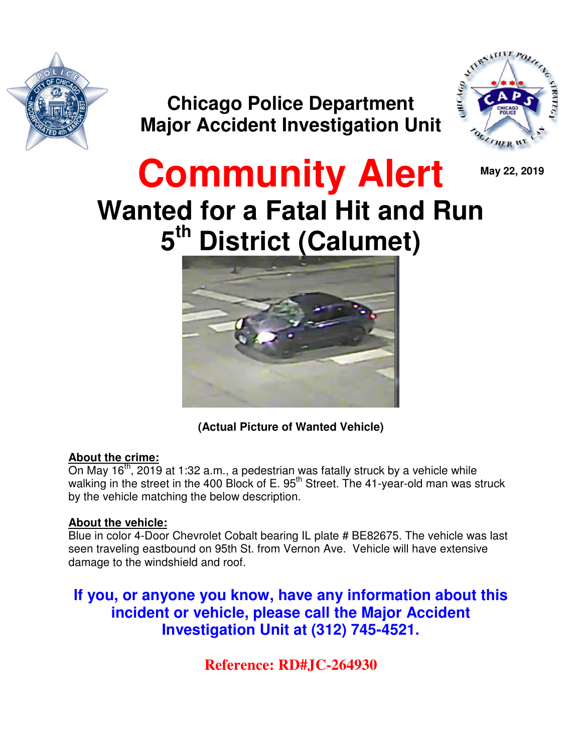# Chicago Police Department
## Major Accident Investigation Unit

# Community Alert

May 22, 2019

# Wanted for a Fatal Hit and Run
# 5th District (Calumet)

**(Actual Picture of Wanted Vehicle)**

**About the crime:**
On May 16th, 2019 at 1:32 a.m., a pedestrian was fatally struck by a vehicle while walking in the street in the 400 Block of E. 95th Street. The 41-year-old man was struck by the vehicle matching the below description.

**About the vehicle:**
Blue in color 4-Door Chevrolet Cobalt bearing IL plate # BE82675. The vehicle was last seen traveling eastbound on 95th St. from Vernon Ave. Vehicle will have extensive damage to the windshield and roof.

**If you, or anyone you know, have any information about this incident or vehicle, please call the Major Accident Investigation Unit at (312) 745-4521.**

**Reference: RD#JC-264930**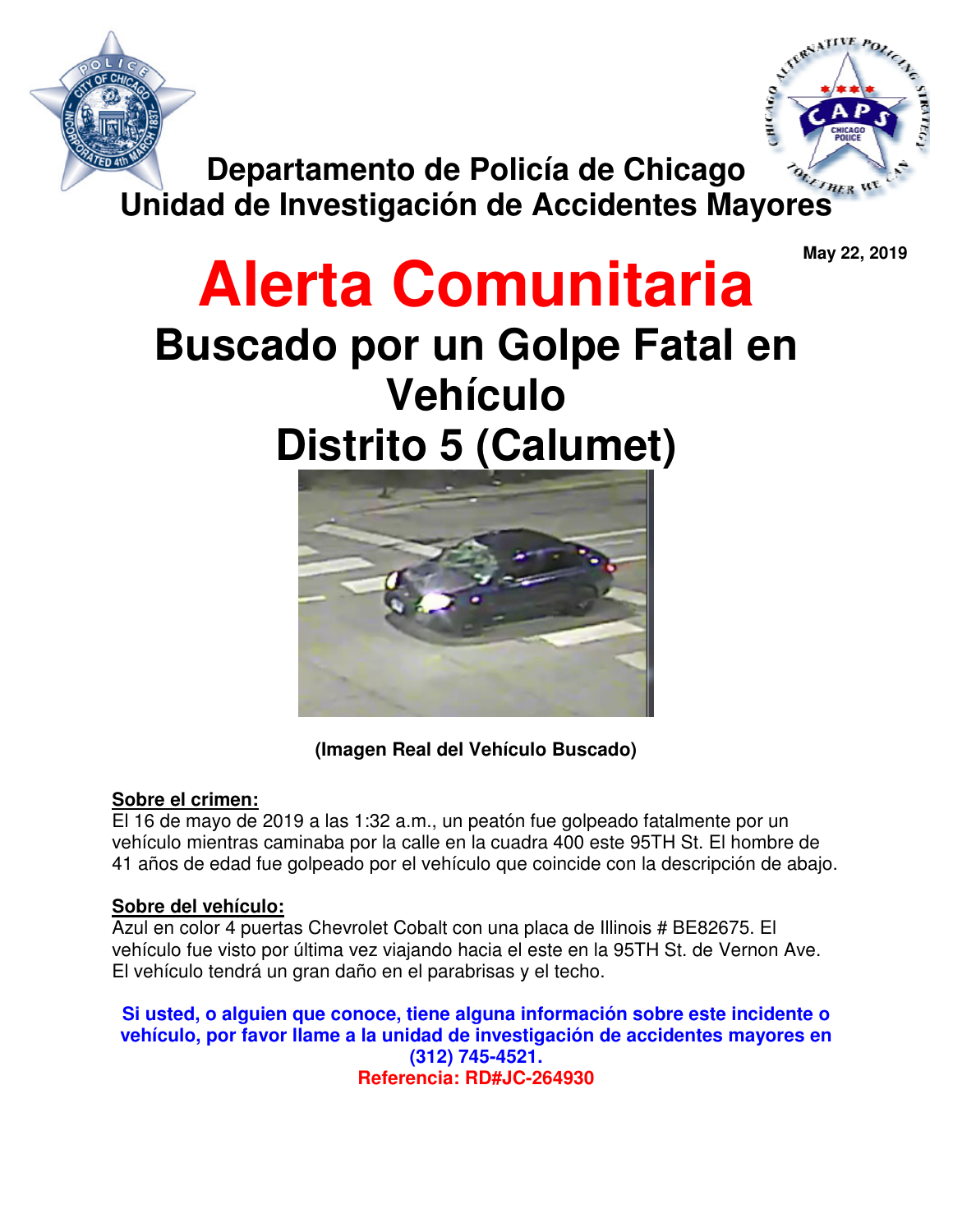**Departamento de Policía de Chicago**
**Unidad de Investigación de Accidentes Mayores**

May 22, 2019

# Alerta Comunitaria

## Buscado por un Golpe Fatal en Vehículo
## Distrito 5 (Calumet)

**(Imagen Real del Vehículo Buscado)**

**Sobre el crimen:**
El 16 de mayo de 2019 a las 1:32 a.m., un peatón fue golpeado fatalmente por un vehículo mientras caminaba por la calle en la cuadra 400 este 95TH St. El hombre de 41 años de edad fue golpeado por el vehículo que coincide con la descripción de abajo.

**Sobre del vehículo:**
Azul en color 4 puertas Chevrolet Cobalt con una placa de Illinois # BE82675. El vehículo fue visto por última vez viajando hacia el este en la 95TH St. de Vernon Ave. El vehículo tendrá un gran daño en el parabrisas y el techo.

**Si usted, o alguien que conoce, tiene alguna información sobre este incidente o vehículo, por favor llame a la unidad de investigación de accidentes mayores en (312) 745-4521.**
**Referencia: RD#JC-264930**